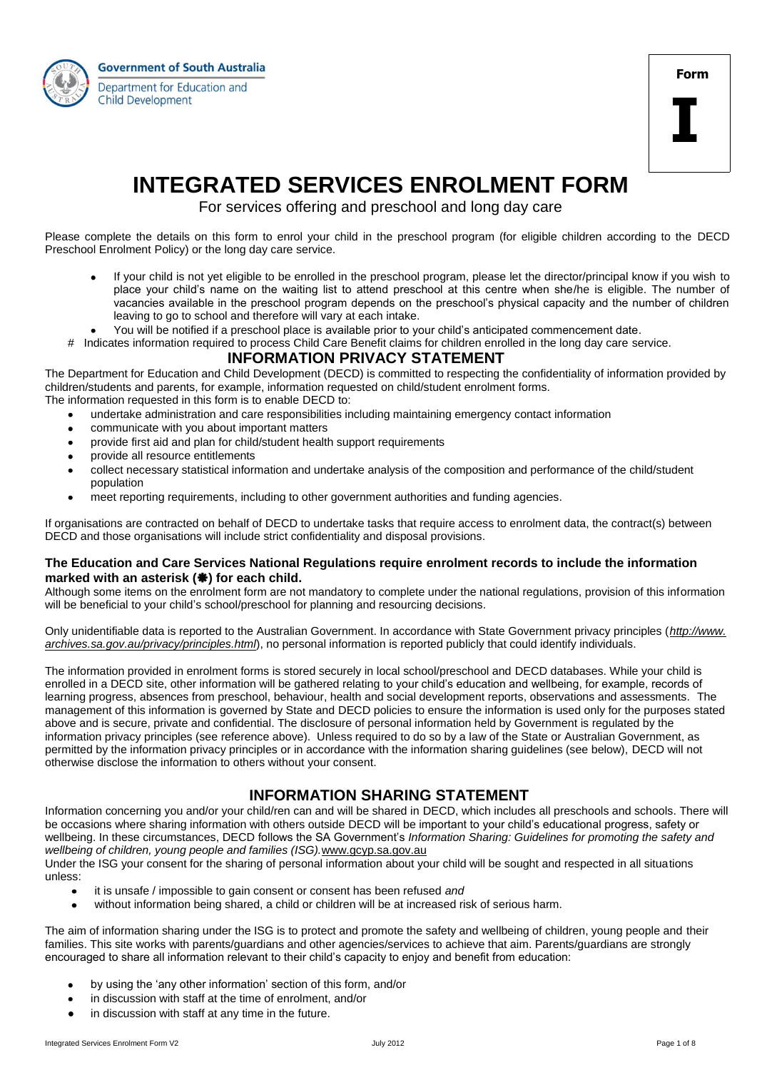Government of South Australia
Department for Education and Child Development

**Form**

**I**

# INTEGRATED SERVICES ENROLMENT FORM

For services offering and preschool and long day care

Please complete the details on this form to enrol your child in the preschool program (for eligible children according to the DECD Preschool Enrolment Policy) or the long day care service.

- If your child is not yet eligible to be enrolled in the preschool program, please let the director/principal know if you wish to place your child's name on the waiting list to attend preschool at this centre when she/he is eligible. The number of vacancies available in the preschool program depends on the preschool's physical capacity and the number of children leaving to go to school and therefore will vary at each intake.
- You will be notified if a preschool place is available prior to your child's anticipated commencement date.

\# Indicates information required to process Child Care Benefit claims for children enrolled in the long day care service.

## INFORMATION PRIVACY STATEMENT

The Department for Education and Child Development (DECD) is committed to respecting the confidentiality of information provided by children/students and parents, for example, information requested on child/student enrolment forms.

The information requested in this form is to enable DECD to:

- undertake administration and care responsibilities including maintaining emergency contact information
- communicate with you about important matters
- provide first aid and plan for child/student health support requirements
- provide all resource entitlements
- collect necessary statistical information and undertake analysis of the composition and performance of the child/student population
- meet reporting requirements, including to other government authorities and funding agencies.

If organisations are contracted on behalf of DECD to undertake tasks that require access to enrolment data, the contract(s) between DECD and those organisations will include strict confidentiality and disposal provisions.

**The Education and Care Services National Regulations require enrolment records to include the information marked with an asterisk (❋) for each child.**

Although some items on the enrolment form are not mandatory to complete under the national regulations, provision of this information will be beneficial to your child's school/preschool for planning and resourcing decisions.

Only unidentifiable data is reported to the Australian Government. In accordance with State Government privacy principles (*http://www.archives.sa.gov.au/privacy/principles.html*), no personal information is reported publicly that could identify individuals.

The information provided in enrolment forms is stored securely in local school/preschool and DECD databases. While your child is enrolled in a DECD site, other information will be gathered relating to your child's education and wellbeing, for example, records of learning progress, absences from preschool, behaviour, health and social development reports, observations and assessments. The management of this information is governed by State and DECD policies to ensure the information is used only for the purposes stated above and is secure, private and confidential. The disclosure of personal information held by Government is regulated by the information privacy principles (see reference above). Unless required to do so by a law of the State or Australian Government, as permitted by the information privacy principles or in accordance with the information sharing guidelines (see below), DECD will not otherwise disclose the information to others without your consent.

## INFORMATION SHARING STATEMENT

Information concerning you and/or your child/ren can and will be shared in DECD, which includes all preschools and schools. There will be occasions where sharing information with others outside DECD will be important to your child's educational progress, safety or wellbeing. In these circumstances, DECD follows the SA Government's *Information Sharing: Guidelines for promoting the safety and wellbeing of children, young people and families (ISG).* www.gcyp.sa.gov.au

Under the ISG your consent for the sharing of personal information about your child will be sought and respected in all situations unless:

- it is unsafe / impossible to gain consent or consent has been refused *and*
- without information being shared, a child or children will be at increased risk of serious harm.

The aim of information sharing under the ISG is to protect and promote the safety and wellbeing of children, young people and their families. This site works with parents/guardians and other agencies/services to achieve that aim. Parents/guardians are strongly encouraged to share all information relevant to their child's capacity to enjoy and benefit from education:

- by using the 'any other information' section of this form, and/or
- in discussion with staff at the time of enrolment, and/or
- in discussion with staff at any time in the future.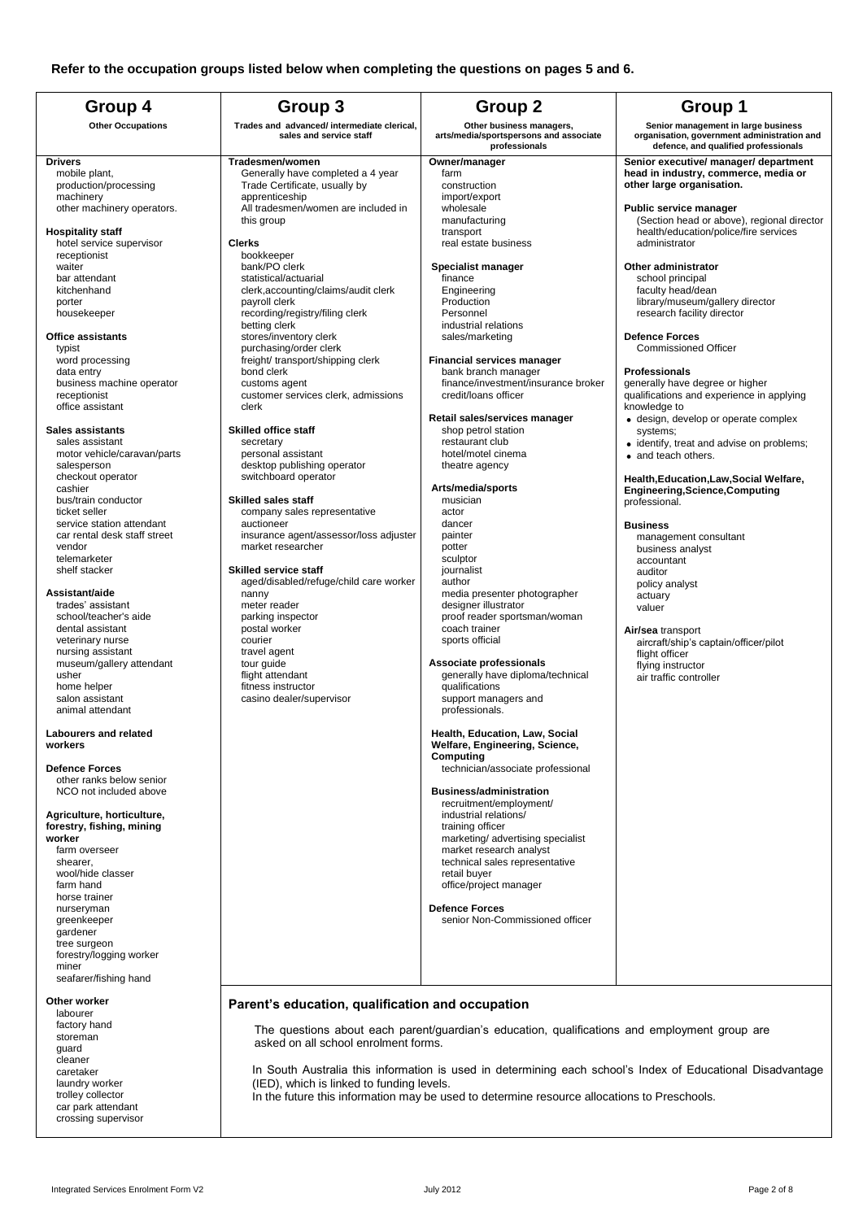**Refer to the occupation groups listed below when completing the questions on pages 5 and 6.**

## Group 4

**Other Occupations**

**Drivers**
- mobile plant,
- production/processing machinery
- other machinery operators.

**Hospitality staff**
- hotel service supervisor
- receptionist
- waiter
- bar attendant
- kitchenhand
- porter
- housekeeper

**Office assistants**
- typist
- word processing
- data entry
- business machine operator
- receptionist
- office assistant

**Sales assistants**
- sales assistant
- motor vehicle/caravan/parts salesperson
- checkout operator
- cashier
- bus/train conductor
- ticket seller
- service station attendant
- car rental desk staff street vendor
- telemarketer
- shelf stacker

**Assistant/aide**
- trades' assistant
- school/teacher's aide
- dental assistant
- veterinary nurse
- nursing assistant
- museum/gallery attendant
- usher
- home helper
- salon assistant
- animal attendant

**Labourers and related workers**

**Defence Forces**
- other ranks below senior NCO not included above

**Agriculture, horticulture, forestry, fishing, mining worker**
- farm overseer
- shearer,
- wool/hide classer
- farm hand
- horse trainer
- nurseryman
- greenkeeper
- gardener
- tree surgeon
- forestry/logging worker
- miner
- seafarer/fishing hand

**Other worker**
- labourer
- factory hand
- storeman
- guard
- cleaner
- caretaker
- laundry worker
- trolley collector
- car park attendant
- crossing supervisor

## Group 3

**Trades and advanced/ intermediate clerical, sales and service staff**

**Tradesmen/women**
- Generally have completed a 4 year Trade Certificate, usually by apprenticeship
- All tradesmen/women are included in this group

**Clerks**
- bookkeeper
- bank/PO clerk
- statistical/actuarial
- clerk,accounting/claims/audit clerk
- payroll clerk
- recording/registry/filing clerk
- betting clerk
- stores/inventory clerk
- purchasing/order clerk
- freight/ transport/shipping clerk
- bond clerk
- customs agent
- customer services clerk, admissions clerk

**Skilled office staff**
- secretary
- personal assistant
- desktop publishing operator
- switchboard operator

**Skilled sales staff**
- company sales representative
- auctioneer
- insurance agent/assessor/loss adjuster
- market researcher

**Skilled service staff**
- aged/disabled/refuge/child care worker
- nanny
- meter reader
- parking inspector
- postal worker
- courier
- travel agent
- tour guide
- flight attendant
- fitness instructor
- casino dealer/supervisor

## Group 2

**Other business managers, arts/media/sportspersons and associate professionals**

**Owner/manager**
- farm
- construction
- import/export
- wholesale
- manufacturing
- transport
- real estate business

**Specialist manager**
- finance
- Engineering
- Production
- Personnel
- industrial relations
- sales/marketing

**Financial services manager**
- bank branch manager
- finance/investment/insurance broker
- credit/loans officer

**Retail sales/services manager**
- shop petrol station
- restaurant club
- hotel/motel cinema
- theatre agency

**Arts/media/sports**
- musician
- actor
- dancer
- painter
- potter
- sculptor
- journalist
- author
- media presenter photographer
- designer illustrator
- proof reader sportsman/woman
- coach trainer
- sports official

**Associate professionals**
- generally have diploma/technical qualifications
- support managers and professionals.

**Health, Education, Law, Social Welfare, Engineering, Science, Computing**
- technician/associate professional

**Business/administration**
- recruitment/employment/
- industrial relations/
- training officer
- marketing/ advertising specialist
- market research analyst
- technical sales representative
- retail buyer
- office/project manager

**Defence Forces**
- senior Non-Commissioned officer

## Group 1

**Senior management in large business organisation, government administration and defence, and qualified professionals**

**Senior executive/ manager/ department head in industry, commerce, media or other large organisation.**

**Public service manager**
- (Section head or above), regional director health/education/police/fire services administrator

**Other administrator**
- school principal
- faculty head/dean
- library/museum/gallery director
- research facility director

**Defence Forces**
- Commissioned Officer

**Professionals**

generally have degree or higher qualifications and experience in applying knowledge to
- design, develop or operate complex systems;
- identify, treat and advise on problems;
- and teach others.

**Health,Education,Law,Social Welfare, Engineering,Science,Computing** professional.

**Business**
- management consultant
- business analyst
- accountant
- auditor
- policy analyst
- actuary
- valuer

**Air/sea** transport
- aircraft/ship's captain/officer/pilot
- flight officer
- flying instructor
- air traffic controller

### Parent's education, qualification and occupation

The questions about each parent/guardian's education, qualifications and employment group are asked on all school enrolment forms.

In South Australia this information is used in determining each school's Index of Educational Disadvantage (IED), which is linked to funding levels.
In the future this information may be used to determine resource allocations to Preschools.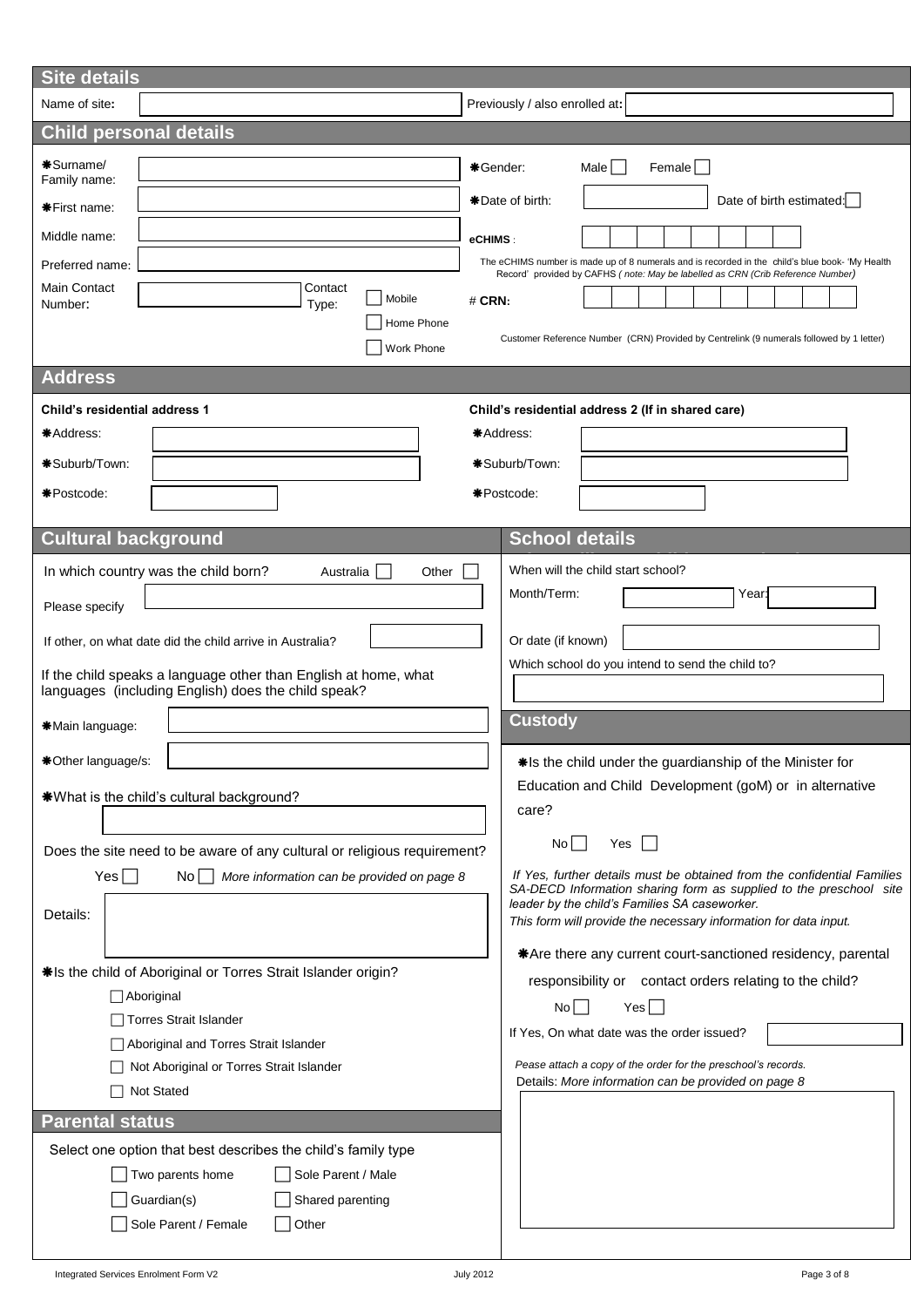## Site details

Name of site: ______________________ Previously / also enrolled at: ______________________

## Child personal details

✱Surname/ Family name: ______________________

✱First name: ______________________

Middle name: ______________________

Preferred name: ______________________

Main Contact Number: ______________________ Contact Type: ☐ Mobile ☐ Home Phone ☐ Work Phone

✱Gender: Male ☐ Female ☐

✱Date of birth: __________ Date of birth estimated: ☐

eCHIMS : ☐☐☐☐☐☐☐☐

The eCHIMS number is made up of 8 numerals and is recorded in the child's blue book- 'My Health Record' provided by CAFHS *( note: May be labelled as CRN (Crib Reference Number)*

# CRN: ☐☐☐☐☐☐☐☐☐☐

Customer Reference Number (CRN) Provided by Centrelink (9 numerals followed by 1 letter)

## Address

**Child's residential address 1**

✱Address: ______________________

✱Suburb/Town: ______________________

✱Postcode: __________

**Child's residential address 2 (If in shared care)**

✱Address: ______________________

✱Suburb/Town: ______________________

✱Postcode: __________

## Cultural background

In which country was the child born? Australia ☐ Other ☐

Please specify ______________________

If other, on what date did the child arrive in Australia? __________

If the child speaks a language other than English at home, what languages (including English) does the child speak?

✱Main language: ______________________

✱Other language/s: ______________________

✱What is the child's cultural background?

______________________

Does the site need to be aware of any cultural or religious requirement?

Yes ☐ No ☐ *More information can be provided on page 8*

Details: ______________________

✱Is the child of Aboriginal or Torres Strait Islander origin?

- ☐ Aboriginal
- ☐ Torres Strait Islander
- ☐ Aboriginal and Torres Strait Islander
- ☐ Not Aboriginal or Torres Strait Islander
- ☐ Not Stated

## Parental status

Select one option that best describes the child's family type

- ☐ Two parents home
- ☐ Sole Parent / Male
- ☐ Guardian(s)
- ☐ Shared parenting
- ☐ Sole Parent / Female
- ☐ Other

## School details

When will the child start school?

Month/Term: __________ Year: __________

Or date (if known) __________

Which school do you intend to send the child to?

______________________

## Custody

✱Is the child under the guardianship of the Minister for Education and Child Development (goM) or in alternative care?

No ☐ Yes ☐

*If Yes, further details must be obtained from the confidential Families SA-DECD Information sharing form as supplied to the preschool site leader by the child's Families SA caseworker.*

*This form will provide the necessary information for data input.*

✱Are there any current court-sanctioned residency, parental responsibility or contact orders relating to the child?

No ☐ Yes ☐

If Yes, On what date was the order issued? __________

*Pease attach a copy of the order for the preschool's records.*

Details: *More information can be provided on page 8*

______________________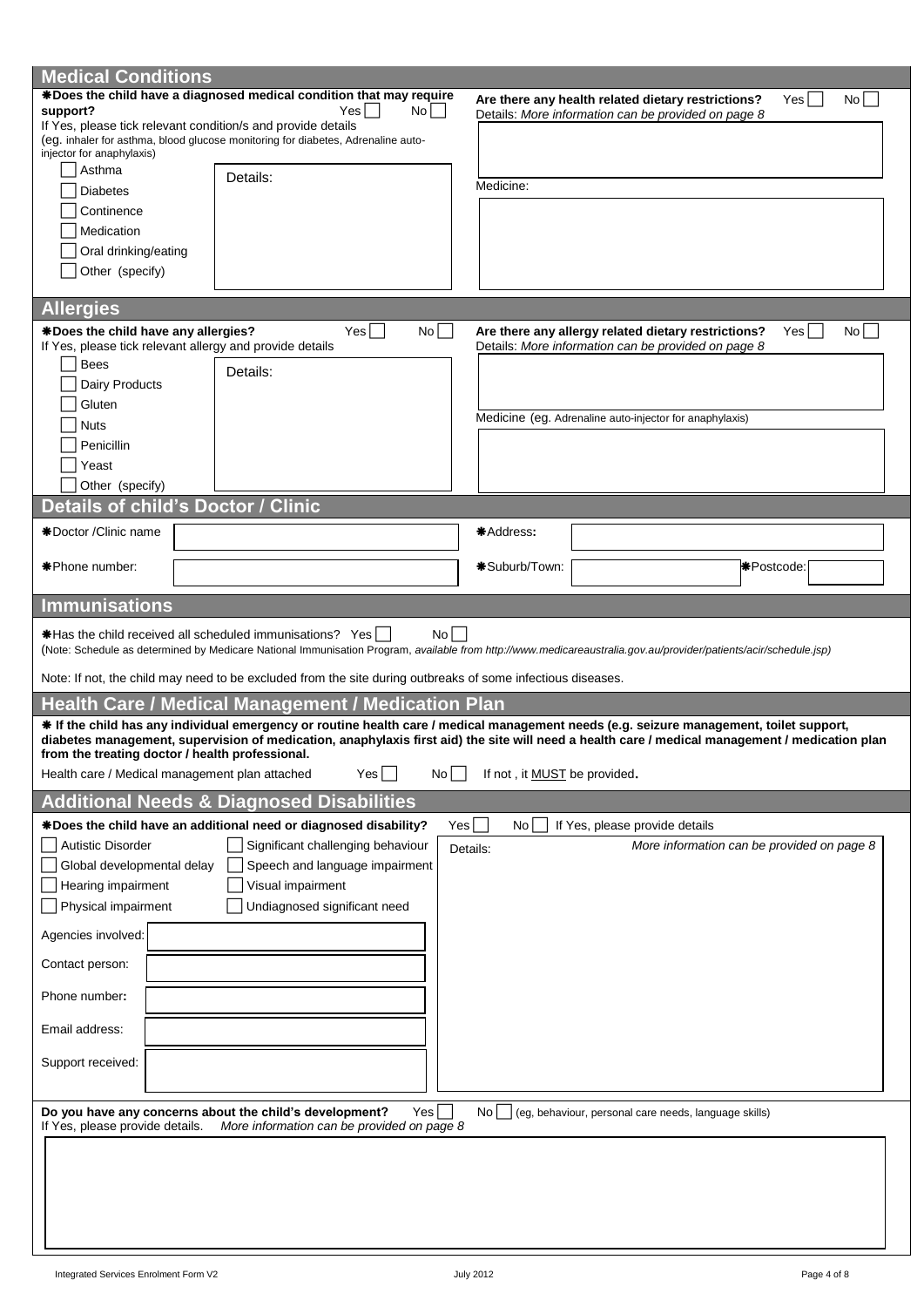## Medical Conditions

**✱Does the child have a diagnosed medical condition that may require support?** Yes ☐ No ☐

If Yes, please tick relevant condition/s and provide details
(eg. inhaler for asthma, blood glucose monitoring for diabetes, Adrenaline auto-injector for anaphylaxis)

- ☐ Asthma
- ☐ Diabetes
- ☐ Continence
- ☐ Medication
- ☐ Oral drinking/eating
- ☐ Other (specify)

Details:

**Are there any health related dietary restrictions?** Yes ☐ No ☐

Details: *More information can be provided on page 8*

Medicine:

## Allergies

**✱Does the child have any allergies?** Yes ☐ No ☐

If Yes, please tick relevant allergy and provide details

- ☐ Bees
- ☐ Dairy Products
- ☐ Gluten
- ☐ Nuts
- ☐ Penicillin
- ☐ Yeast
- ☐ Other (specify)

Details:

**Are there any allergy related dietary restrictions?** Yes ☐ No ☐

Details: *More information can be provided on page 8*

Medicine (eg. Adrenaline auto-injector for anaphylaxis)

## Details of child's Doctor / Clinic

| | | | | | |
|---|---|---|---|---|---|
| ✱Doctor /Clinic name | | ✱Address: | | | |
| ✱Phone number: | | ✱Suburb/Town: | | ✱Postcode: | |

## Immunisations

✱Has the child received all scheduled immunisations? Yes ☐ No ☐

(Note: Schedule as determined by Medicare National Immunisation Program, *available from http://www.medicareaustralia.gov.au/provider/patients/acir/schedule.jsp)*

Note: If not, the child may need to be excluded from the site during outbreaks of some infectious diseases.

## Health Care / Medical Management / Medication Plan

**✱ If the child has any individual emergency or routine health care / medical management needs (e.g. seizure management, toilet support, diabetes management, supervision of medication, anaphylaxis first aid) the site will need a health care / medical management / medication plan from the treating doctor / health professional.**

Health care / Medical management plan attached Yes ☐ No ☐ If not , it MUST be provided**.**

## Additional Needs & Diagnosed Disabilities

**✱Does the child have an additional need or diagnosed disability?** Yes ☐ No ☐ If Yes, please provide details

- ☐ Autistic Disorder
- ☐ Significant challenging behaviour
- ☐ Global developmental delay
- ☐ Speech and language impairment
- ☐ Hearing impairment
- ☐ Visual impairment
- ☐ Physical impairment
- ☐ Undiagnosed significant need

Details: *More information can be provided on page 8*

Agencies involved:

Contact person:

Phone number**:**

Email address:

Support received:

**Do you have any concerns about the child's development?** Yes ☐ No ☐ (eg, behaviour, personal care needs, language skills)

If Yes, please provide details. *More information can be provided on page 8*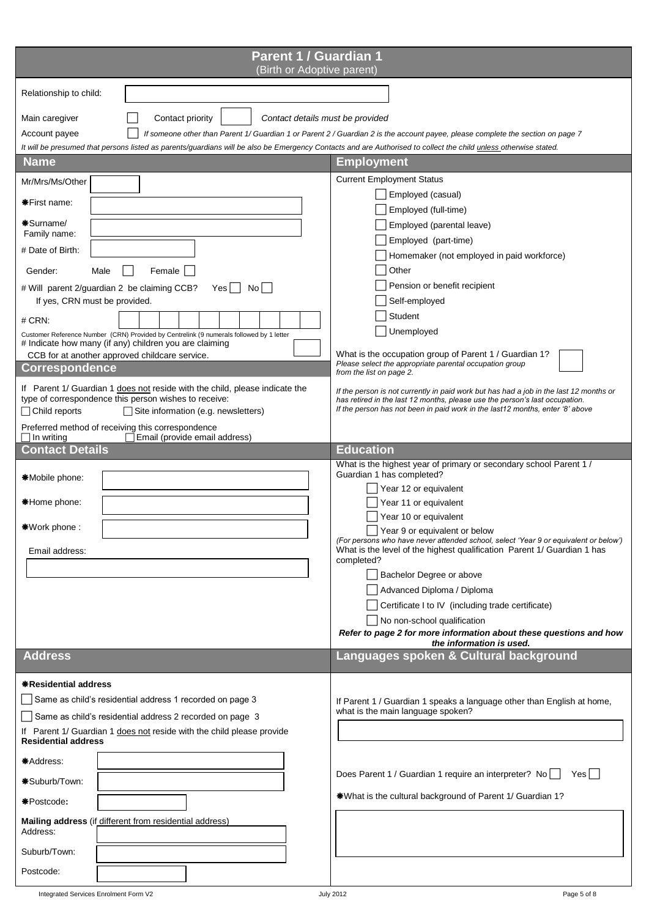## Parent 1 / Guardian 1
(Birth or Adoptive parent)

Relationship to child: ____________________

Main caregiver ☐ Contact priority ☐ *Contact details must be provided*

Account payee ☐ *If someone other than Parent 1/ Guardian 1 or Parent 2 / Guardian 2 is the account payee, please complete the section on page 7*

*It will be presumed that persons listed as parents/guardians will be also be Emergency Contacts and are Authorised to collect the child unless otherwise stated.*

### Name

Mr/Mrs/Ms/Other ____________

✱First name: ____________________

✱Surname/ Family name: ____________________

# Date of Birth: ____________

Gender: Male ☐ Female ☐

# Will parent 2/guardian 2 be claiming CCB? Yes ☐ No ☐
If yes, CRN must be provided.

# CRN: ☐☐☐☐☐☐☐☐☐☐

Customer Reference Number (CRN) Provided by Centrelink (9 numerals followed by 1 letter

# Indicate how many (if any) children you are claiming CCB for at another approved childcare service. ☐

### Employment

Current Employment Status

- ☐ Employed (casual)
- ☐ Employed (full-time)
- ☐ Employed (parental leave)
- ☐ Employed (part-time)
- ☐ Homemaker (not employed in paid workforce)
- ☐ Other
- ☐ Pension or benefit recipient
- ☐ Self-employed
- ☐ Student
- ☐ Unemployed

What is the occupation group of Parent 1 / Guardian 1? ☐
*Please select the appropriate parental occupation group from the list on page 2.*

*If the person is not currently in paid work but has had a job in the last 12 months or has retired in the last 12 months, please use the person's last occupation. If the person has not been in paid work in the last12 months, enter '8' above*

### Correspondence

If Parent 1/ Guardian 1 does not reside with the child, please indicate the type of correspondence this person wishes to receive:
☐ Child reports ☐ Site information (e.g. newsletters)

Preferred method of receiving this correspondence
☐ In writing ☐ Email (provide email address)

### Contact Details

✱Mobile phone: ____________________

✱Home phone: ____________________

✱Work phone : ____________________

Email address: ____________________

### Education

What is the highest year of primary or secondary school Parent 1 / Guardian 1 has completed?

- ☐ Year 12 or equivalent
- ☐ Year 11 or equivalent
- ☐ Year 10 or equivalent
- ☐ Year 9 or equivalent or below

*(For persons who have never attended school, select 'Year 9 or equivalent or below')*

What is the level of the highest qualification Parent 1/ Guardian 1 has completed?

- ☐ Bachelor Degree or above
- ☐ Advanced Diploma / Diploma
- ☐ Certificate I to IV (including trade certificate)
- ☐ No non-school qualification

***Refer to page 2 for more information about these questions and how the information is used.***

### Address

**✱Residential address**

☐ Same as child's residential address 1 recorded on page 3

☐ Same as child's residential address 2 recorded on page 3

If Parent 1/ Guardian 1 does not reside with the child please provide **Residential address**

✱Address: ____________________

✱Suburb/Town: ____________________

✱Postcode: ____________

**Mailing address** (if different from residential address)

Address: ____________________

Suburb/Town: ____________________

Postcode: ____________

### Languages spoken & Cultural background

If Parent 1 / Guardian 1 speaks a language other than English at home, what is the main language spoken?

____________________

Does Parent 1 / Guardian 1 require an interpreter? No ☐ Yes ☐

✱What is the cultural background of Parent 1/ Guardian 1?

____________________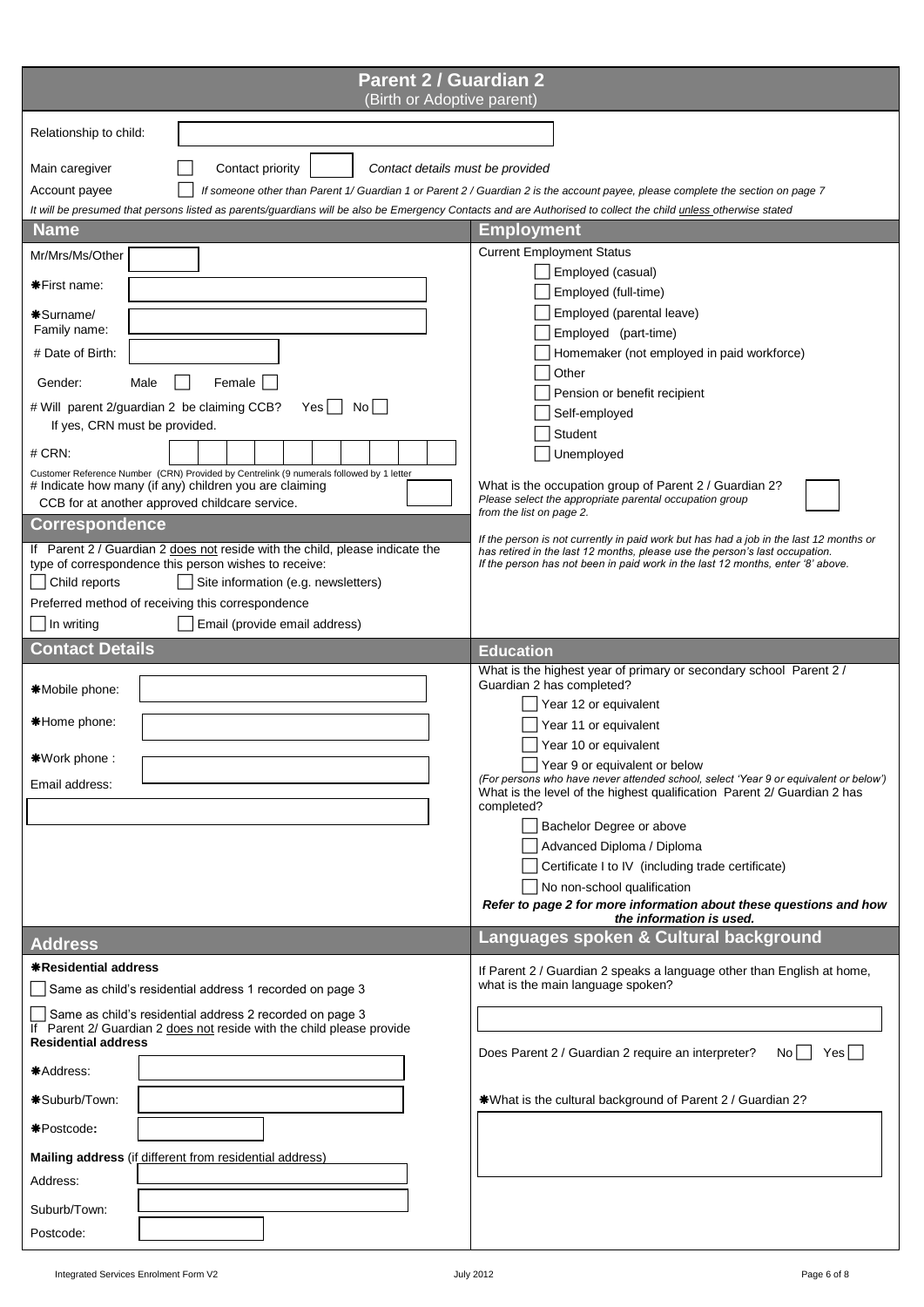# Parent 2 / Guardian 2

(Birth or Adoptive parent)

Relationship to child: ______

Main caregiver ☐ Contact priority ☐ *Contact details must be provided*

Account payee ☐ *If someone other than Parent 1/ Guardian 1 or Parent 2 / Guardian 2 is the account payee, please complete the section on page 7*

*It will be presumed that persons listed as parents/guardians will be also be Emergency Contacts and are Authorised to collect the child unless otherwise stated*

## Name

Mr/Mrs/Ms/Other ______

✱First name: ______

✱Surname/ Family name: ______

# Date of Birth: ______

Gender: Male ☐ Female ☐

# Will parent 2/guardian 2 be claiming CCB? Yes ☐ No ☐
If yes, CRN must be provided.

# CRN: ☐☐☐☐☐☐☐☐☐☐

Customer Reference Number (CRN) Provided by Centrelink (9 numerals followed by 1 letter

# Indicate how many (if any) children you are claiming CCB for at another approved childcare service. ☐

## Correspondence

If Parent 2 / Guardian 2 does not reside with the child, please indicate the type of correspondence this person wishes to receive:

☐ Child reports ☐ Site information (e.g. newsletters)

Preferred method of receiving this correspondence

☐ In writing ☐ Email (provide email address)

## Contact Details

✱Mobile phone: ______

✱Home phone: ______

✱Work phone : ______

Email address: ______

## Address

**✱Residential address**

☐ Same as child's residential address 1 recorded on page 3

☐ Same as child's residential address 2 recorded on page 3

If Parent 2/ Guardian 2 does not reside with the child please provide **Residential address**

✱Address: ______

✱Suburb/Town: ______

✱Postcode**:** ______

**Mailing address** (if different from residential address)

Address: ______

Suburb/Town: ______

Postcode: ______

## Employment

Current Employment Status

- ☐ Employed (casual)
- ☐ Employed (full-time)
- ☐ Employed (parental leave)
- ☐ Employed (part-time)
- ☐ Homemaker (not employed in paid workforce)
- ☐ Other
- ☐ Pension or benefit recipient
- ☐ Self-employed
- ☐ Student
- ☐ Unemployed

What is the occupation group of Parent 2 / Guardian 2? ☐

*Please select the appropriate parental occupation group from the list on page 2.*

*If the person is not currently in paid work but has had a job in the last 12 months or has retired in the last 12 months, please use the person's last occupation. If the person has not been in paid work in the last 12 months, enter '8' above.*

## Education

What is the highest year of primary or secondary school Parent 2 / Guardian 2 has completed?

- ☐ Year 12 or equivalent
- ☐ Year 11 or equivalent
- ☐ Year 10 or equivalent
- ☐ Year 9 or equivalent or below

*(For persons who have never attended school, select 'Year 9 or equivalent or below')*

What is the level of the highest qualification Parent 2/ Guardian 2 has completed?

- ☐ Bachelor Degree or above
- ☐ Advanced Diploma / Diploma
- ☐ Certificate I to IV (including trade certificate)
- ☐ No non-school qualification

***Refer to page 2 for more information about these questions and how the information is used.***

## Languages spoken & Cultural background

If Parent 2 / Guardian 2 speaks a language other than English at home, what is the main language spoken?

______

Does Parent 2 / Guardian 2 require an interpreter? No ☐ Yes ☐

✱What is the cultural background of Parent 2 / Guardian 2?

______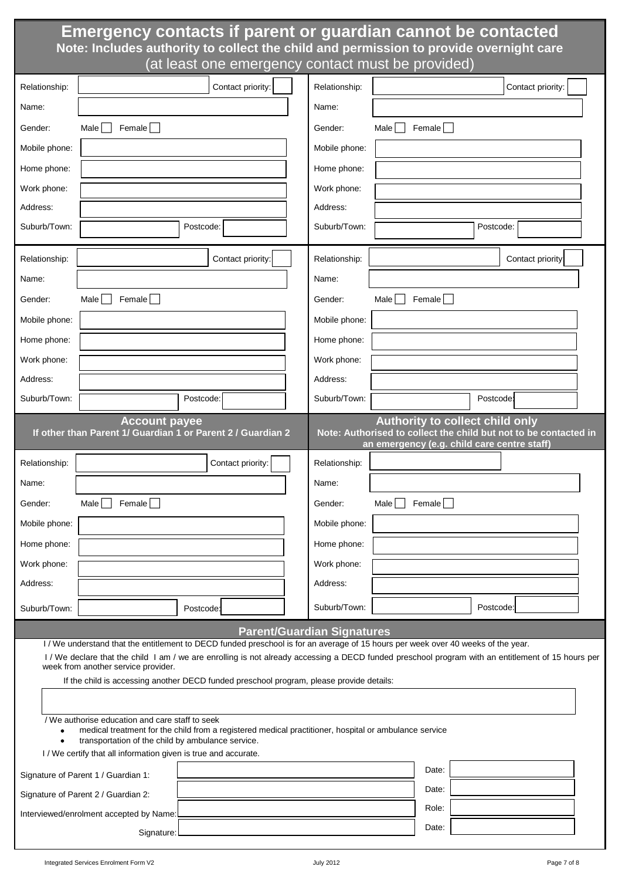# Emergency contacts if parent or guardian cannot be contacted

**Note: Includes authority to collect the child and permission to provide overnight care**

(at least one emergency contact must be provided)

| | |
|---|---|
| Relationship: ____ Contact priority: ____ | Relationship: ____ Contact priority: ____ |
| Name: | Name: |
| Gender: Male ☐ Female ☐ | Gender: Male ☐ Female ☐ |
| Mobile phone: | Mobile phone: |
| Home phone: | Home phone: |
| Work phone: | Work phone: |
| Address: | Address: |
| Suburb/Town: ____ Postcode: ____ | Suburb/Town: ____ Postcode: ____ |

| | |
|---|---|
| Relationship: ____ Contact priority: ____ | Relationship: ____ Contact priority ____ |
| Name: | Name: |
| Gender: Male ☐ Female ☐ | Gender: Male ☐ Female ☐ |
| Mobile phone: | Mobile phone: |
| Home phone: | Home phone: |
| Work phone: | Work phone: |
| Address: | Address: |
| Suburb/Town: ____ Postcode: ____ | Suburb/Town: ____ Postcode: ____ |

| **Account payee**<br>**If other than Parent 1/ Guardian 1 or Parent 2 / Guardian 2** | **Authority to collect child only**<br>**Note: Authorised to collect the child but not to be contacted in an emergency (e.g. child care centre staff)** |
|---|---|
| Relationship: ____ Contact priority: ____ | Relationship: |
| Name: | Name: |
| Gender: Male ☐ Female ☐ | Gender: Male ☐ Female ☐ |
| Mobile phone: | Mobile phone: |
| Home phone: | Home phone: |
| Work phone: | Work phone: |
| Address: | Address: |
| Suburb/Town: ____ Postcode: ____ | Suburb/Town: ____ Postcode: ____ |

## Parent/Guardian Signatures

I / We understand that the entitlement to DECD funded preschool is for an average of 15 hours per week over 40 weeks of the year.

I / We declare that the child I am / we are enrolling is not already accessing a DECD funded preschool program with an entitlement of 15 hours per week from another service provider.

If the child is accessing another DECD funded preschool program, please provide details:

____________________________________________

/ We authorise education and care staff to seek

- medical treatment for the child from a registered medical practitioner, hospital or ambulance service
- transportation of the child by ambulance service.

I / We certify that all information given is true and accurate.

| | | | |
|---|---|---|---|
| Signature of Parent 1 / Guardian 1: | | Date: | |
| Signature of Parent 2 / Guardian 2: | | Date: | |
| Interviewed/enrolment accepted by Name: | | Role: | |
| Signature: | | Date: | |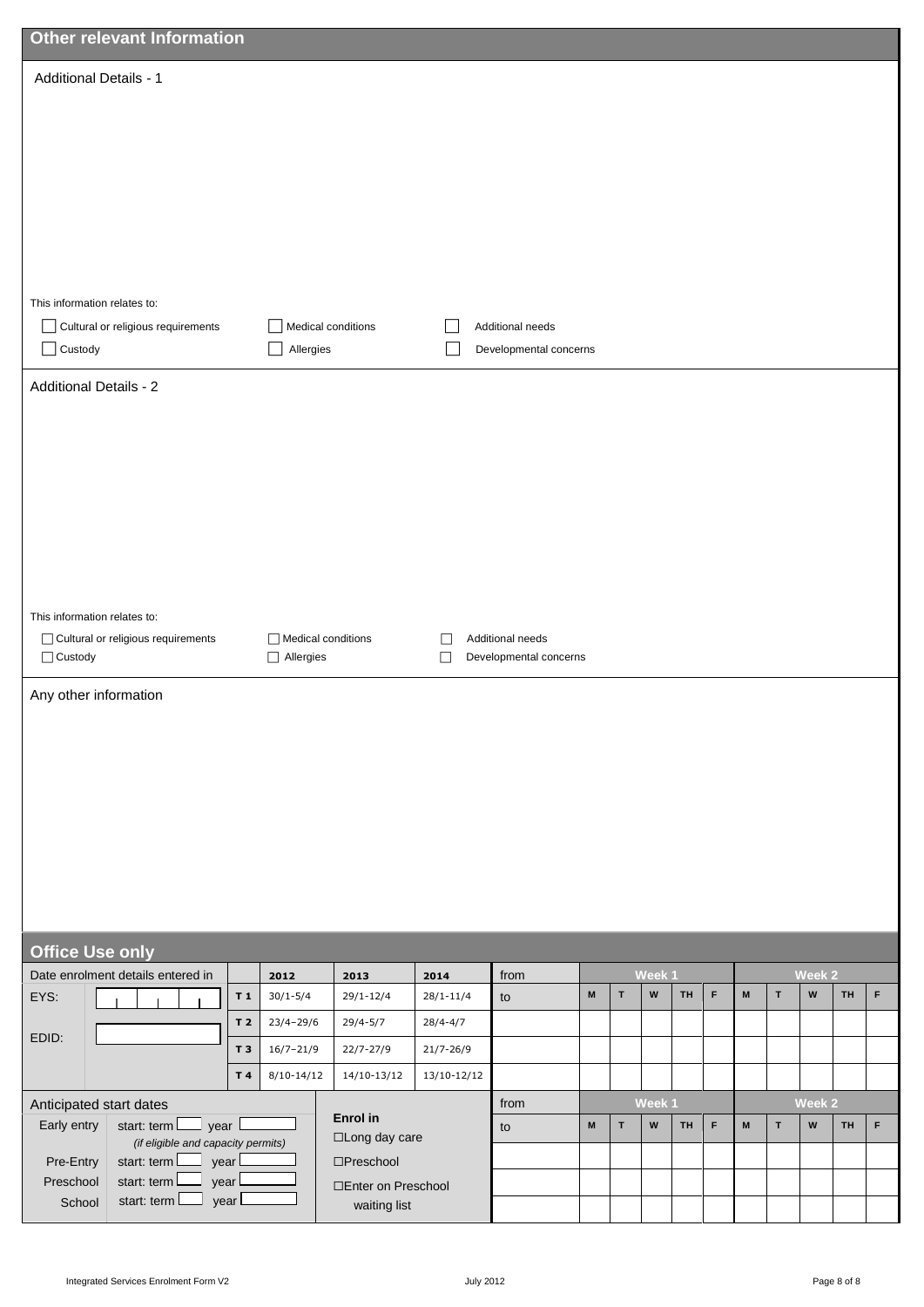## Other relevant Information

**Additional Details - 1**

This information relates to:

- ☐ Cultural or religious requirements
- ☐ Medical conditions
- ☐ Additional needs
- ☐ Custody
- ☐ Allergies
- ☐ Developmental concerns

**Additional Details - 2**

This information relates to:

- ☐ Cultural or religious requirements
- ☐ Medical conditions
- ☐ Additional needs
- ☐ Custody
- ☐ Allergies
- ☐ Developmental concerns

**Any other information**

## Office Use only

| Date enrolment details entered in | | | 2012 | 2013 | 2014 | from | Week 1 | | | | | Week 2 | | | | |
|---|---|---|---|---|---|---|---|---|---|---|---|---|---|---|---|---|
| EYS: | | T 1 | 30/1-5/4 | 29/1-12/4 | 28/1-11/4 | to | M | T | W | TH | F | M | T | W | TH | F |
| EDID: | | T 2 | 23/4–29/6 | 29/4-5/7 | 28/4-4/7 | | | | | | | | | | | |
| | | T 3 | 16/7–21/9 | 22/7-27/9 | 21/7-26/9 | | | | | | | | | | | |
| | | T 4 | 8/10-14/12 | 14/10-13/12 | 13/10-12/12 | | | | | | | | | | | |

| Anticipated start dates | | Enrol in | from | Week 1 | | | | | Week 2 | | | | |
|---|---|---|---|---|---|---|---|---|---|---|---|---|---|
| Early entry | start: term ___ year ___ *(if eligible and capacity permits)* | ☐Long day care | to | M | T | W | TH | F | M | T | W | TH | F |
| Pre-Entry | start: term ___ year ___ | ☐Preschool | | | | | | | | | | | |
| Preschool | start: term ___ year ___ | ☐Enter on Preschool waiting list | | | | | | | | | | | |
| School | start: term ___ year ___ | | | | | | | | | | | | |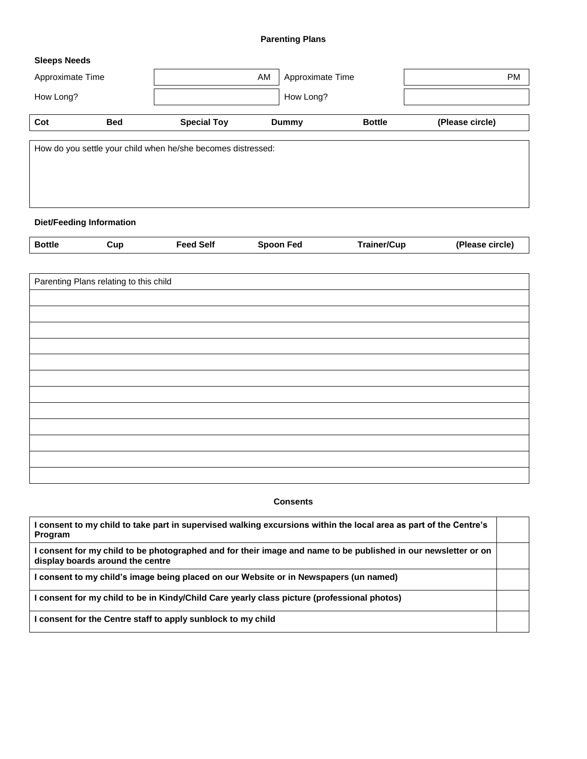## Parenting Plans

**Sleeps Needs**

| Approximate Time | AM | Approximate Time | PM |
|---|---|---|---|
| How Long? | | How Long? | |

| **Cot** | **Bed** | **Special Toy** | **Dummy** | **Bottle** | **(Please circle)** |
|---|---|---|---|---|---|

| How do you settle your child when he/she becomes distressed: |
|---|
| |

**Diet/Feeding Information**

| **Bottle** | **Cup** | **Feed Self** | **Spoon Fed** | **Trainer/Cup** | **(Please circle)** |
|---|---|---|---|---|---|

| Parenting Plans relating to this child |
|---|
| |
| |
| |
| |
| |
| |
| |
| |
| |
| |
| |
| |

## Consents

| | |
|---|---|
| **I consent to my child to take part in supervised walking excursions within the local area as part of the Centre's Program** | |
| **I consent for my child to be photographed and for their image and name to be published in our newsletter or on display boards around the centre** | |
| **I consent to my child's image being placed on our Website or in Newspapers (un named)** | |
| **I consent for my child to be in Kindy/Child Care yearly class picture (professional photos)** | |
| **I consent for the Centre staff to apply sunblock to my child** | |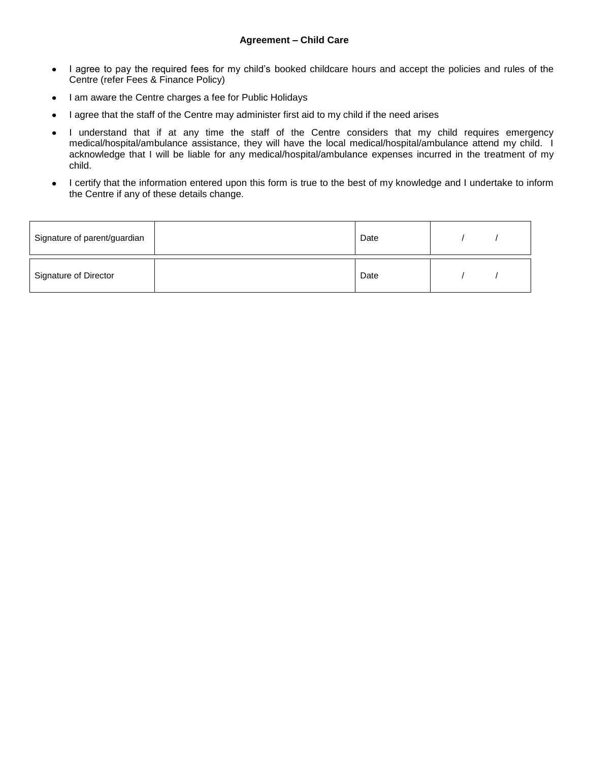**Agreement – Child Care**

- I agree to pay the required fees for my child's booked childcare hours and accept the policies and rules of the Centre (refer Fees & Finance Policy)
- I am aware the Centre charges a fee for Public Holidays
- I agree that the staff of the Centre may administer first aid to my child if the need arises
- I understand that if at any time the staff of the Centre considers that my child requires emergency medical/hospital/ambulance assistance, they will have the local medical/hospital/ambulance attend my child. I acknowledge that I will be liable for any medical/hospital/ambulance expenses incurred in the treatment of my child.
- I certify that the information entered upon this form is true to the best of my knowledge and I undertake to inform the Centre if any of these details change.

| | | | |
|---|---|---|---|
| Signature of parent/guardian | | Date | / / |
| Signature of Director | | Date | / / |